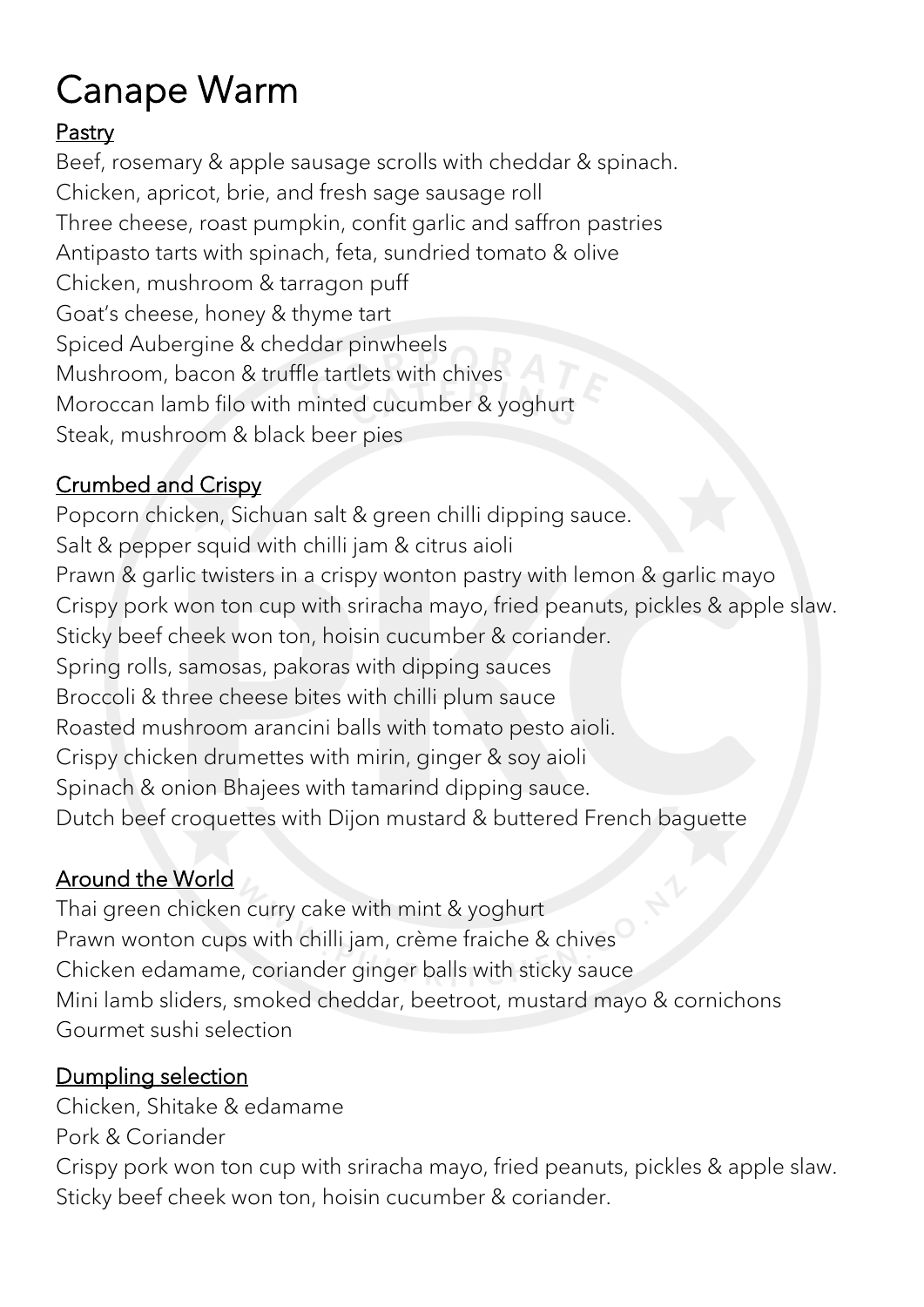# Canape Warm

## Pastry

Beef, rosemary & apple sausage scrolls with cheddar & spinach.
Chicken, apricot, brie, and fresh sage sausage roll
Three cheese, roast pumpkin, confit garlic and saffron pastries
Antipasto tarts with spinach, feta, sundried tomato & olive
Chicken, mushroom & tarragon puff
Goat's cheese, honey & thyme tart
Spiced Aubergine & cheddar pinwheels
Mushroom, bacon & truffle tartlets with chives
Moroccan lamb filo with minted cucumber & yoghurt
Steak, mushroom & black beer pies

## Crumbed and Crispy

Popcorn chicken, Sichuan salt & green chilli dipping sauce.
Salt & pepper squid with chilli jam & citrus aioli
Prawn & garlic twisters in a crispy wonton pastry with lemon & garlic mayo
Crispy pork won ton cup with sriracha mayo, fried peanuts, pickles & apple slaw.
Sticky beef cheek won ton, hoisin cucumber & coriander.
Spring rolls, samosas, pakoras with dipping sauces
Broccoli & three cheese bites with chilli plum sauce
Roasted mushroom arancini balls with tomato pesto aioli.
Crispy chicken drumettes with mirin, ginger & soy aioli
Spinach & onion Bhajees with tamarind dipping sauce.
Dutch beef croquettes with Dijon mustard & buttered French baguette

## Around the World

Thai green chicken curry cake with mint & yoghurt
Prawn wonton cups with chilli jam, crème fraiche & chives
Chicken edamame, coriander ginger balls with sticky sauce
Mini lamb sliders, smoked cheddar, beetroot, mustard mayo & cornichons
Gourmet sushi selection

## Dumpling selection

Chicken, Shitake & edamame
Pork & Coriander
Crispy pork won ton cup with sriracha mayo, fried peanuts, pickles & apple slaw.
Sticky beef cheek won ton, hoisin cucumber & coriander.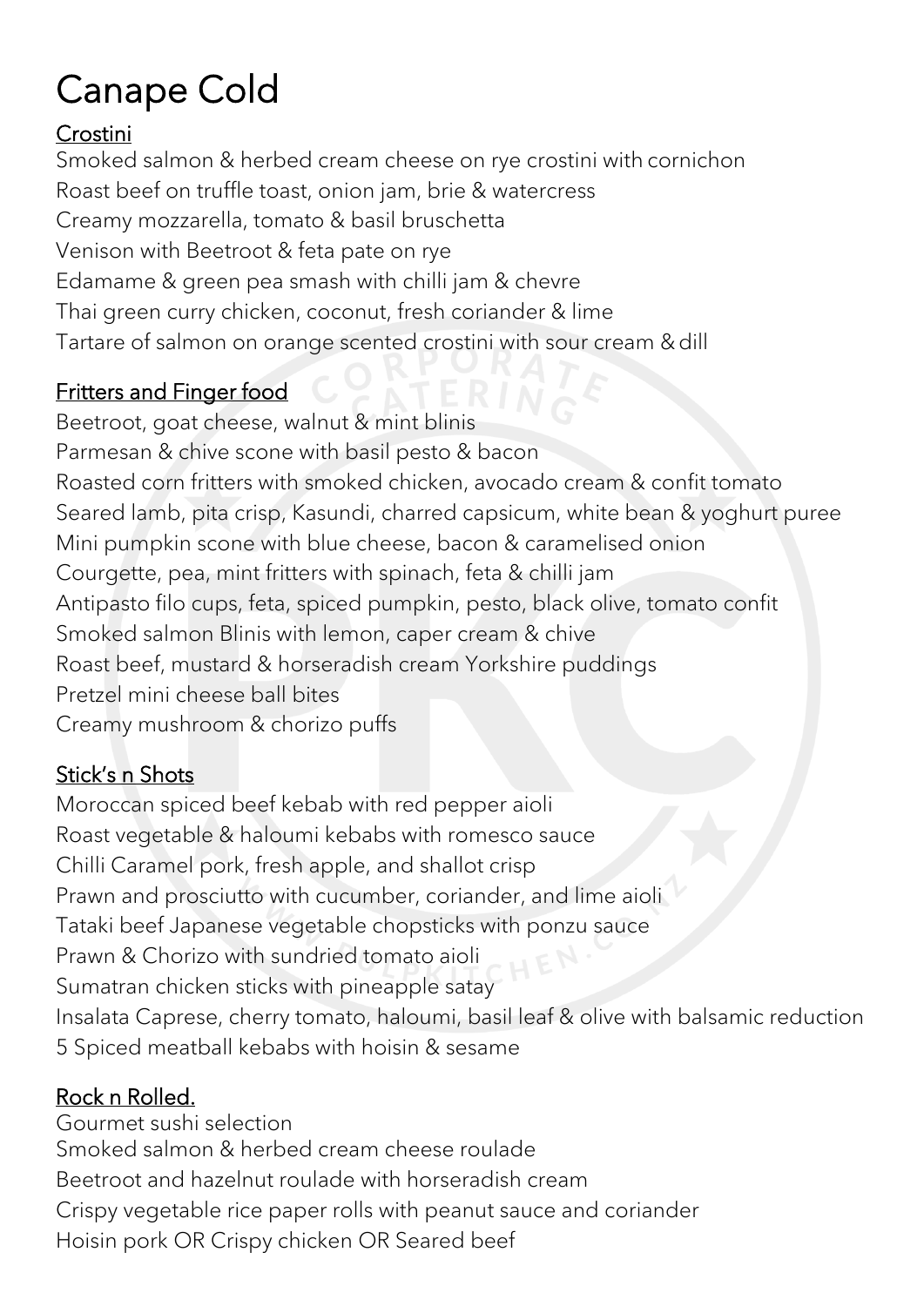# Canape Cold

## Crostini

Smoked salmon & herbed cream cheese on rye crostini with cornichon
Roast beef on truffle toast, onion jam, brie & watercress
Creamy mozzarella, tomato & basil bruschetta
Venison with Beetroot & feta pate on rye
Edamame & green pea smash with chilli jam & chevre
Thai green curry chicken, coconut, fresh coriander & lime
Tartare of salmon on orange scented crostini with sour cream & dill

## Fritters and Finger food

Beetroot, goat cheese, walnut & mint blinis
Parmesan & chive scone with basil pesto & bacon
Roasted corn fritters with smoked chicken, avocado cream & confit tomato
Seared lamb, pita crisp, Kasundi, charred capsicum, white bean & yoghurt puree
Mini pumpkin scone with blue cheese, bacon & caramelised onion
Courgette, pea, mint fritters with spinach, feta & chilli jam
Antipasto filo cups, feta, spiced pumpkin, pesto, black olive, tomato confit
Smoked salmon Blinis with lemon, caper cream & chive
Roast beef, mustard & horseradish cream Yorkshire puddings
Pretzel mini cheese ball bites
Creamy mushroom & chorizo puffs

## Stick's n Shots

Moroccan spiced beef kebab with red pepper aioli
Roast vegetable & haloumi kebabs with romesco sauce
Chilli Caramel pork, fresh apple, and shallot crisp
Prawn and prosciutto with cucumber, coriander, and lime aioli
Tataki beef Japanese vegetable chopsticks with ponzu sauce
Prawn & Chorizo with sundried tomato aioli
Sumatran chicken sticks with pineapple satay
Insalata Caprese, cherry tomato, haloumi, basil leaf & olive with balsamic reduction
5 Spiced meatball kebabs with hoisin & sesame

## Rock n Rolled.

Gourmet sushi selection
Smoked salmon & herbed cream cheese roulade
Beetroot and hazelnut roulade with horseradish cream
Crispy vegetable rice paper rolls with peanut sauce and coriander
Hoisin pork OR Crispy chicken OR Seared beef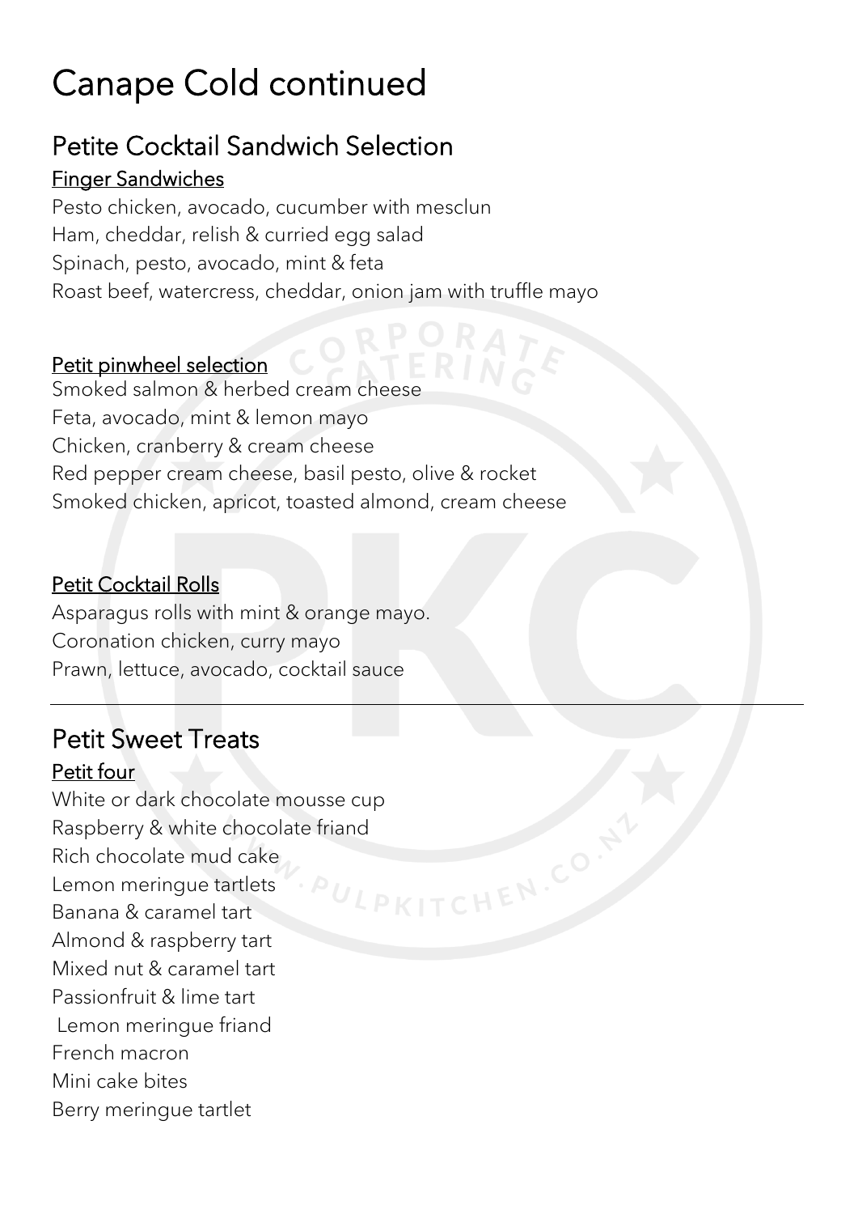# Canape Cold continued

## Petite Cocktail Sandwich Selection

<u>Finger Sandwiches</u>

Pesto chicken, avocado, cucumber with mesclun
Ham, cheddar, relish & curried egg salad
Spinach, pesto, avocado, mint & feta
Roast beef, watercress, cheddar, onion jam with truffle mayo

<u>Petit pinwheel selection</u>

Smoked salmon & herbed cream cheese
Feta, avocado, mint & lemon mayo
Chicken, cranberry & cream cheese
Red pepper cream cheese, basil pesto, olive & rocket
Smoked chicken, apricot, toasted almond, cream cheese

<u>Petit Cocktail Rolls</u>

Asparagus rolls with mint & orange mayo.
Coronation chicken, curry mayo
Prawn, lettuce, avocado, cocktail sauce

---

## Petit Sweet Treats

<u>Petit four</u>

White or dark chocolate mousse cup
Raspberry & white chocolate friand
Rich chocolate mud cake
Lemon meringue tartlets
Banana & caramel tart
Almond & raspberry tart
Mixed nut & caramel tart
Passionfruit & lime tart
Lemon meringue friand
French macron
Mini cake bites
Berry meringue tartlet